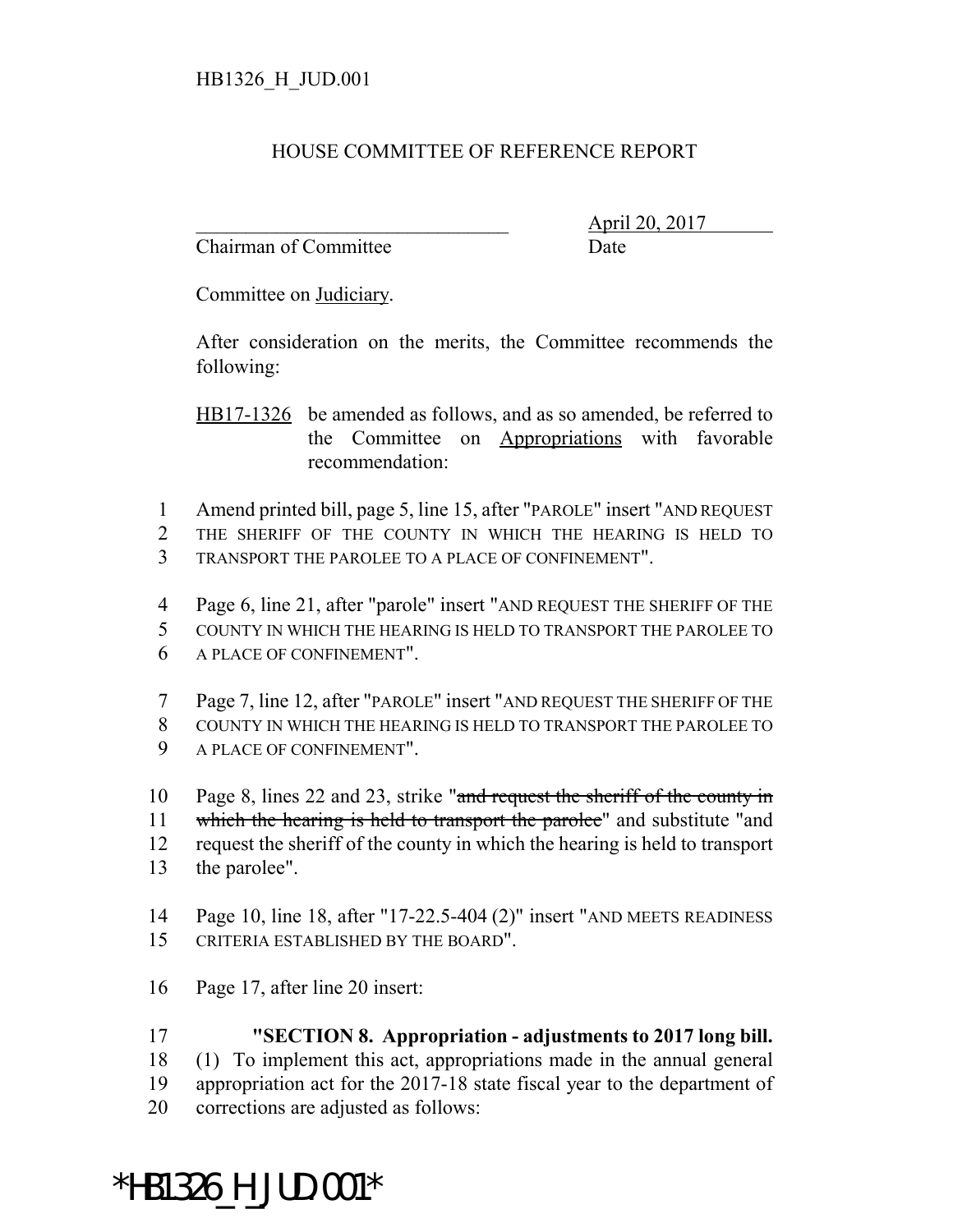HB1326_H_JUD.001

# HOUSE COMMITTEE OF REFERENCE REPORT

________________________________ April 20, 2017
Chairman of Committee Date

Committee on Judiciary.

After consideration on the merits, the Committee recommends the following:

HB17-1326 be amended as follows, and as so amended, be referred to the Committee on Appropriations with favorable recommendation:

1 Amend printed bill, page 5, line 15, after "PAROLE" insert "AND REQUEST
2 THE SHERIFF OF THE COUNTY IN WHICH THE HEARING IS HELD TO
3 TRANSPORT THE PAROLEE TO A PLACE OF CONFINEMENT".

4 Page 6, line 21, after "parole" insert "AND REQUEST THE SHERIFF OF THE
5 COUNTY IN WHICH THE HEARING IS HELD TO TRANSPORT THE PAROLEE TO
6 A PLACE OF CONFINEMENT".

7 Page 7, line 12, after "PAROLE" insert "AND REQUEST THE SHERIFF OF THE
8 COUNTY IN WHICH THE HEARING IS HELD TO TRANSPORT THE PAROLEE TO
9 A PLACE OF CONFINEMENT".

10 Page 8, lines 22 and 23, strike "~~and request the sheriff of the county in~~
11 ~~which the hearing is held to transport the parolee~~" and substitute "and
12 request the sheriff of the county in which the hearing is held to transport
13 the parolee".

14 Page 10, line 18, after "17-22.5-404 (2)" insert "AND MEETS READINESS
15 CRITERIA ESTABLISHED BY THE BOARD".

16 Page 17, after line 20 insert:

17 **"SECTION 8. Appropriation - adjustments to 2017 long bill.**
18 (1) To implement this act, appropriations made in the annual general
19 appropriation act for the 2017-18 state fiscal year to the department of
20 corrections are adjusted as follows:

*HB1326_H_JUD.001*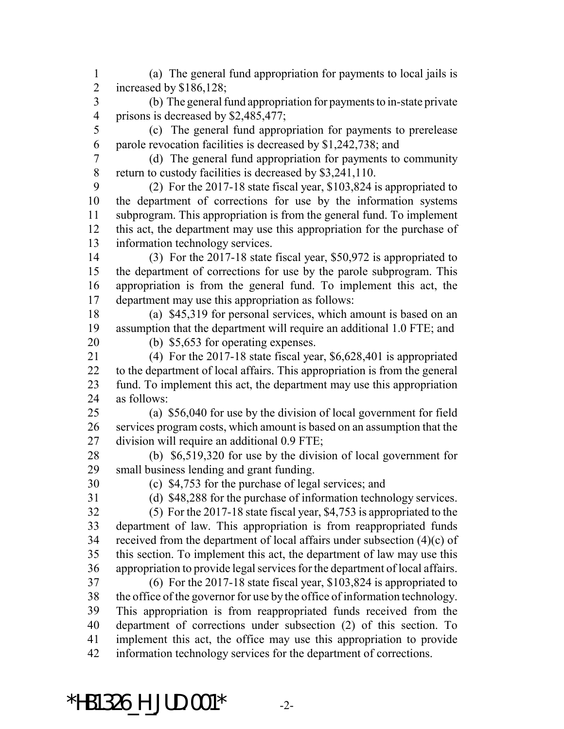(a) The general fund appropriation for payments to local jails is increased by $186,128;

(b) The general fund appropriation for payments to in-state private prisons is decreased by $2,485,477;

(c) The general fund appropriation for payments to prerelease parole revocation facilities is decreased by $1,242,738; and

(d) The general fund appropriation for payments to community return to custody facilities is decreased by $3,241,110.

(2) For the 2017-18 state fiscal year, $103,824 is appropriated to the department of corrections for use by the information systems subprogram. This appropriation is from the general fund. To implement this act, the department may use this appropriation for the purchase of information technology services.

(3) For the 2017-18 state fiscal year, $50,972 is appropriated to the department of corrections for use by the parole subprogram. This appropriation is from the general fund. To implement this act, the department may use this appropriation as follows:

(a) $45,319 for personal services, which amount is based on an assumption that the department will require an additional 1.0 FTE; and

(b) $5,653 for operating expenses.

(4) For the 2017-18 state fiscal year, $6,628,401 is appropriated to the department of local affairs. This appropriation is from the general fund. To implement this act, the department may use this appropriation as follows:

(a) $56,040 for use by the division of local government for field services program costs, which amount is based on an assumption that the division will require an additional 0.9 FTE;

(b) $6,519,320 for use by the division of local government for small business lending and grant funding.

(c) $4,753 for the purchase of legal services; and

(d) $48,288 for the purchase of information technology services.

(5) For the 2017-18 state fiscal year, $4,753 is appropriated to the department of law. This appropriation is from reappropriated funds received from the department of local affairs under subsection (4)(c) of this section. To implement this act, the department of law may use this appropriation to provide legal services for the department of local affairs.

(6) For the 2017-18 state fiscal year, $103,824 is appropriated to the office of the governor for use by the office of information technology. This appropriation is from reappropriated funds received from the department of corrections under subsection (2) of this section. To implement this act, the office may use this appropriation to provide information technology services for the department of corrections.

*HB1326_H_JUD.001*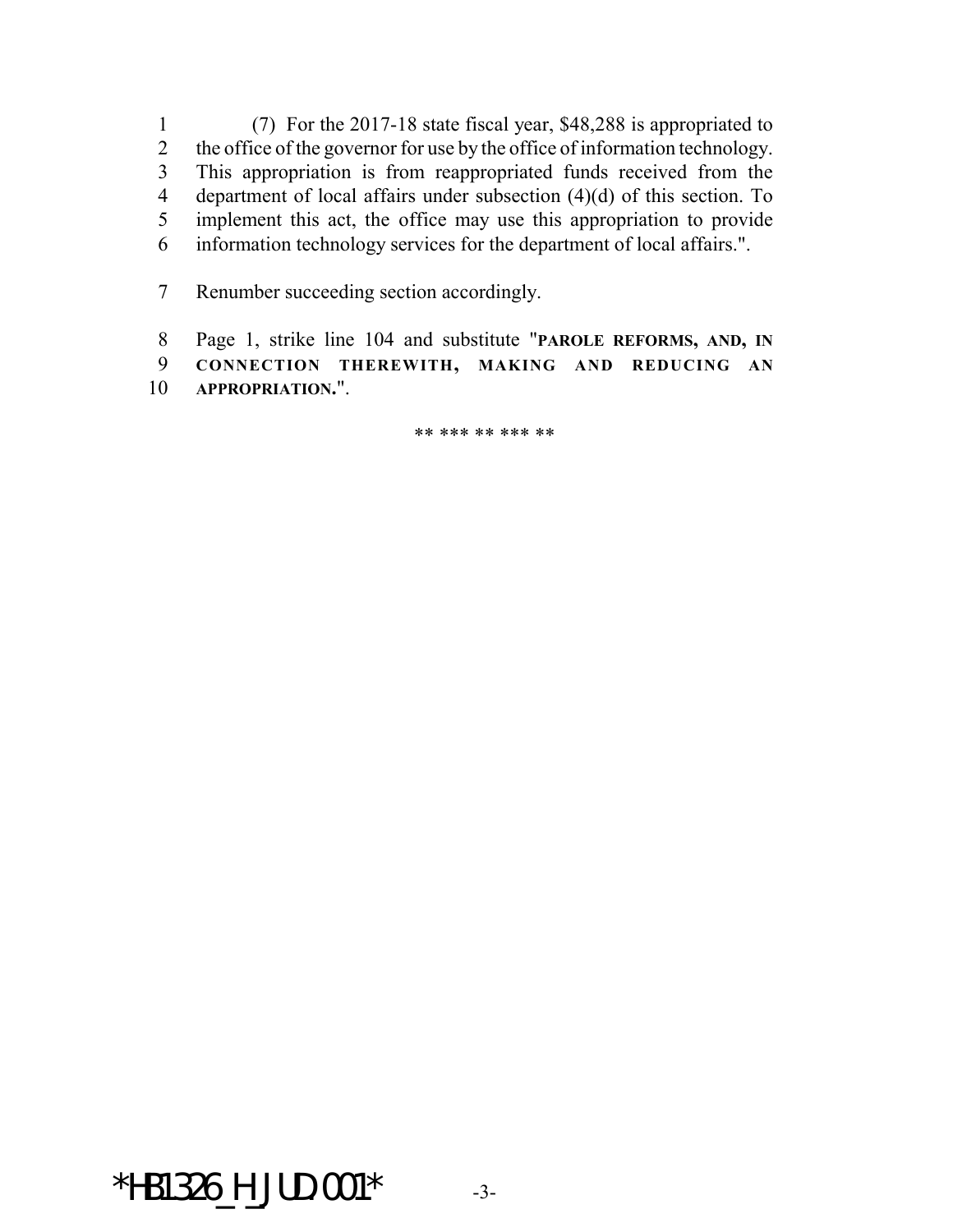(7) For the 2017-18 state fiscal year, $48,288 is appropriated to the office of the governor for use by the office of information technology. This appropriation is from reappropriated funds received from the department of local affairs under subsection (4)(d) of this section. To implement this act, the office may use this appropriation to provide information technology services for the department of local affairs.".

Renumber succeeding section accordingly.

Page 1, strike line 104 and substitute "**PAROLE REFORMS, AND, IN CONNECTION THEREWITH, MAKING AND REDUCING AN APPROPRIATION.**".

** *** ** *** **

*HB1326_H_JUD.001*